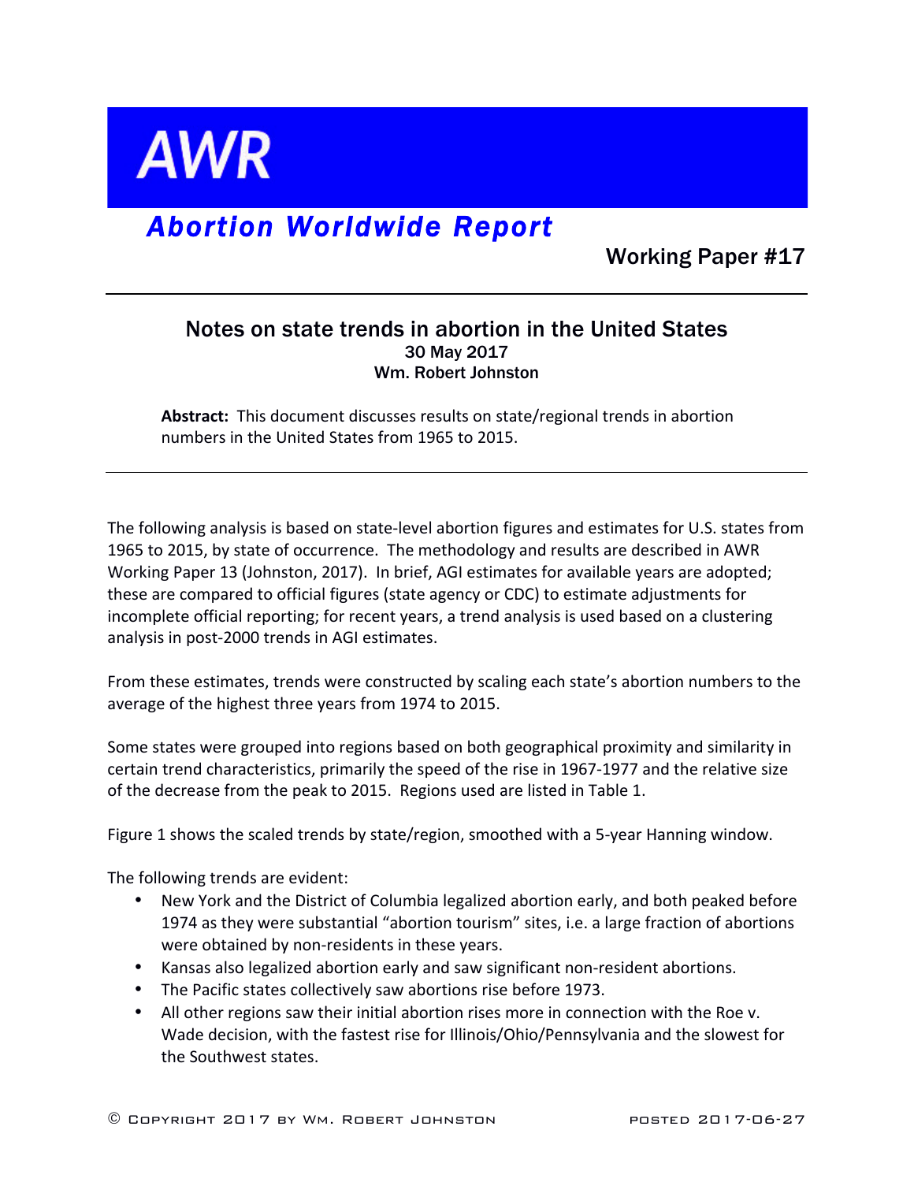# AWR

## *Abortion Worldwide Report*

**Working Paper #17**

---

## Notes on state trends in abortion in the United States

**30 May 2017**

**Wm. Robert Johnston**

**Abstract:** This document discusses results on state/regional trends in abortion numbers in the United States from 1965 to 2015.

---

The following analysis is based on state-level abortion figures and estimates for U.S. states from 1965 to 2015, by state of occurrence. The methodology and results are described in AWR Working Paper 13 (Johnston, 2017). In brief, AGI estimates for available years are adopted; these are compared to official figures (state agency or CDC) to estimate adjustments for incomplete official reporting; for recent years, a trend analysis is used based on a clustering analysis in post-2000 trends in AGI estimates.

From these estimates, trends were constructed by scaling each state's abortion numbers to the average of the highest three years from 1974 to 2015.

Some states were grouped into regions based on both geographical proximity and similarity in certain trend characteristics, primarily the speed of the rise in 1967-1977 and the relative size of the decrease from the peak to 2015. Regions used are listed in Table 1.

Figure 1 shows the scaled trends by state/region, smoothed with a 5-year Hanning window.

The following trends are evident:

- New York and the District of Columbia legalized abortion early, and both peaked before 1974 as they were substantial "abortion tourism" sites, i.e. a large fraction of abortions were obtained by non-residents in these years.
- Kansas also legalized abortion early and saw significant non-resident abortions.
- The Pacific states collectively saw abortions rise before 1973.
- All other regions saw their initial abortion rises more in connection with the Roe v. Wade decision, with the fastest rise for Illinois/Ohio/Pennsylvania and the slowest for the Southwest states.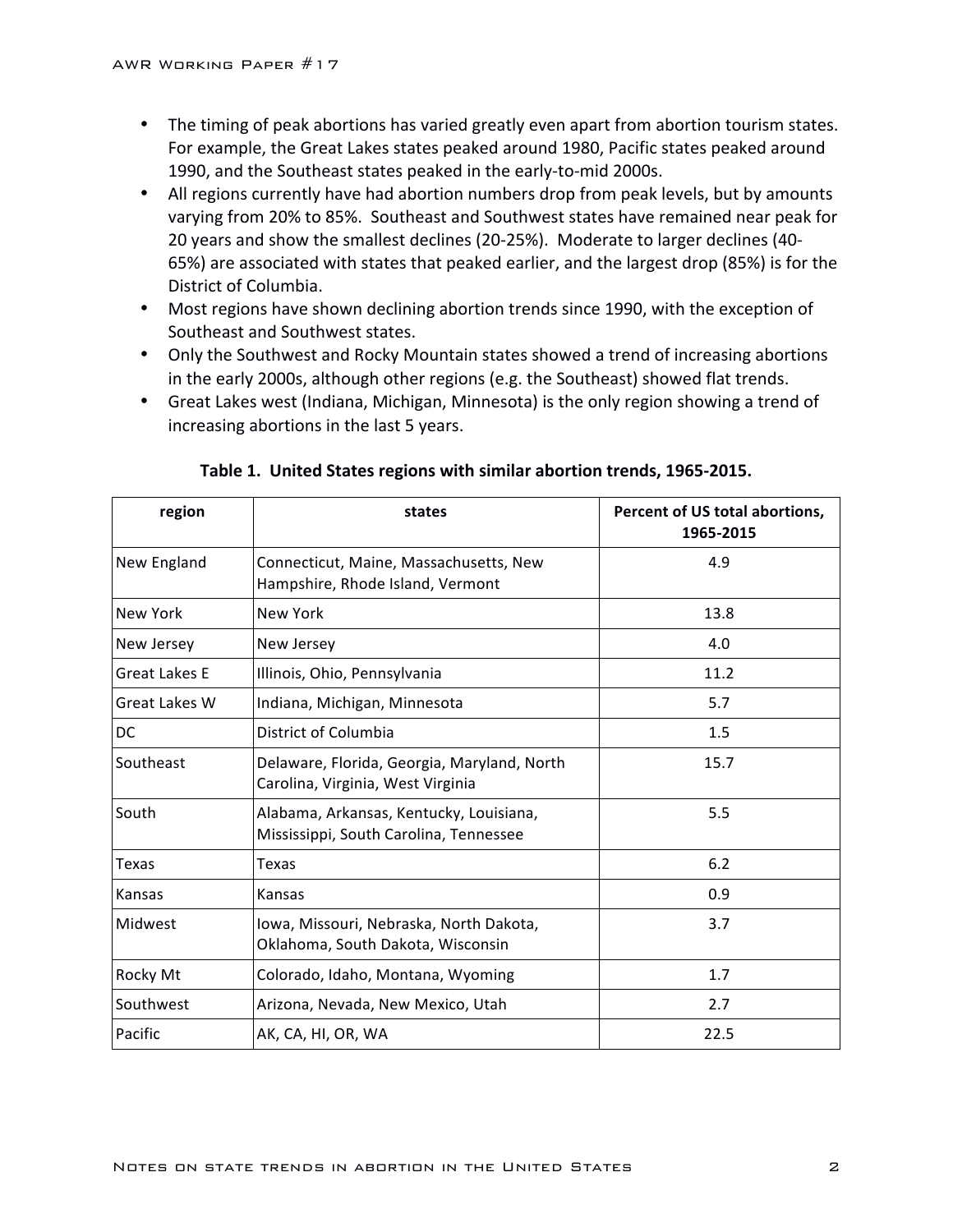- The timing of peak abortions has varied greatly even apart from abortion tourism states. For example, the Great Lakes states peaked around 1980, Pacific states peaked around 1990, and the Southeast states peaked in the early-to-mid 2000s.
- All regions currently have had abortion numbers drop from peak levels, but by amounts varying from 20% to 85%. Southeast and Southwest states have remained near peak for 20 years and show the smallest declines (20-25%). Moderate to larger declines (40-65%) are associated with states that peaked earlier, and the largest drop (85%) is for the District of Columbia.
- Most regions have shown declining abortion trends since 1990, with the exception of Southeast and Southwest states.
- Only the Southwest and Rocky Mountain states showed a trend of increasing abortions in the early 2000s, although other regions (e.g. the Southeast) showed flat trends.
- Great Lakes west (Indiana, Michigan, Minnesota) is the only region showing a trend of increasing abortions in the last 5 years.

**Table 1. United States regions with similar abortion trends, 1965-2015.**

| region | states | Percent of US total abortions, 1965-2015 |
|---|---|---|
| New England | Connecticut, Maine, Massachusetts, New Hampshire, Rhode Island, Vermont | 4.9 |
| New York | New York | 13.8 |
| New Jersey | New Jersey | 4.0 |
| Great Lakes E | Illinois, Ohio, Pennsylvania | 11.2 |
| Great Lakes W | Indiana, Michigan, Minnesota | 5.7 |
| DC | District of Columbia | 1.5 |
| Southeast | Delaware, Florida, Georgia, Maryland, North Carolina, Virginia, West Virginia | 15.7 |
| South | Alabama, Arkansas, Kentucky, Louisiana, Mississippi, South Carolina, Tennessee | 5.5 |
| Texas | Texas | 6.2 |
| Kansas | Kansas | 0.9 |
| Midwest | Iowa, Missouri, Nebraska, North Dakota, Oklahoma, South Dakota, Wisconsin | 3.7 |
| Rocky Mt | Colorado, Idaho, Montana, Wyoming | 1.7 |
| Southwest | Arizona, Nevada, New Mexico, Utah | 2.7 |
| Pacific | AK, CA, HI, OR, WA | 22.5 |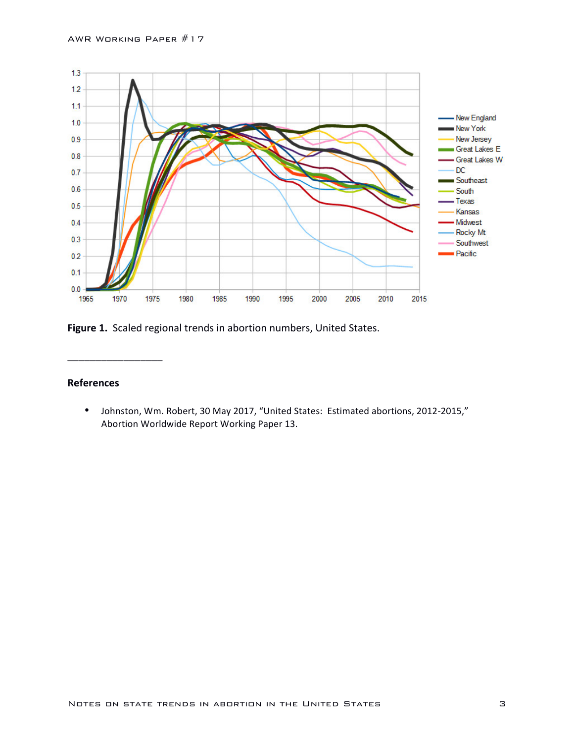1.3
1.2
1.1
1.0
0.9
0.8
0.7
0.6
0.5
0.4
0.3
0.2
0.1
0.0

1965 1970 1975 1980 1985 1990 1995 2000 2005 2010 2015

New England
New York
New Jersey
Great Lakes E
Great Lakes W
DC
Southeast
South
Texas
Kansas
Midwest
Rocky Mt
Southwest
Pacific

**Figure 1.** Scaled regional trends in abortion numbers, United States.

___________________

## References

- Johnston, Wm. Robert, 30 May 2017, "United States: Estimated abortions, 2012-2015," Abortion Worldwide Report Working Paper 13.